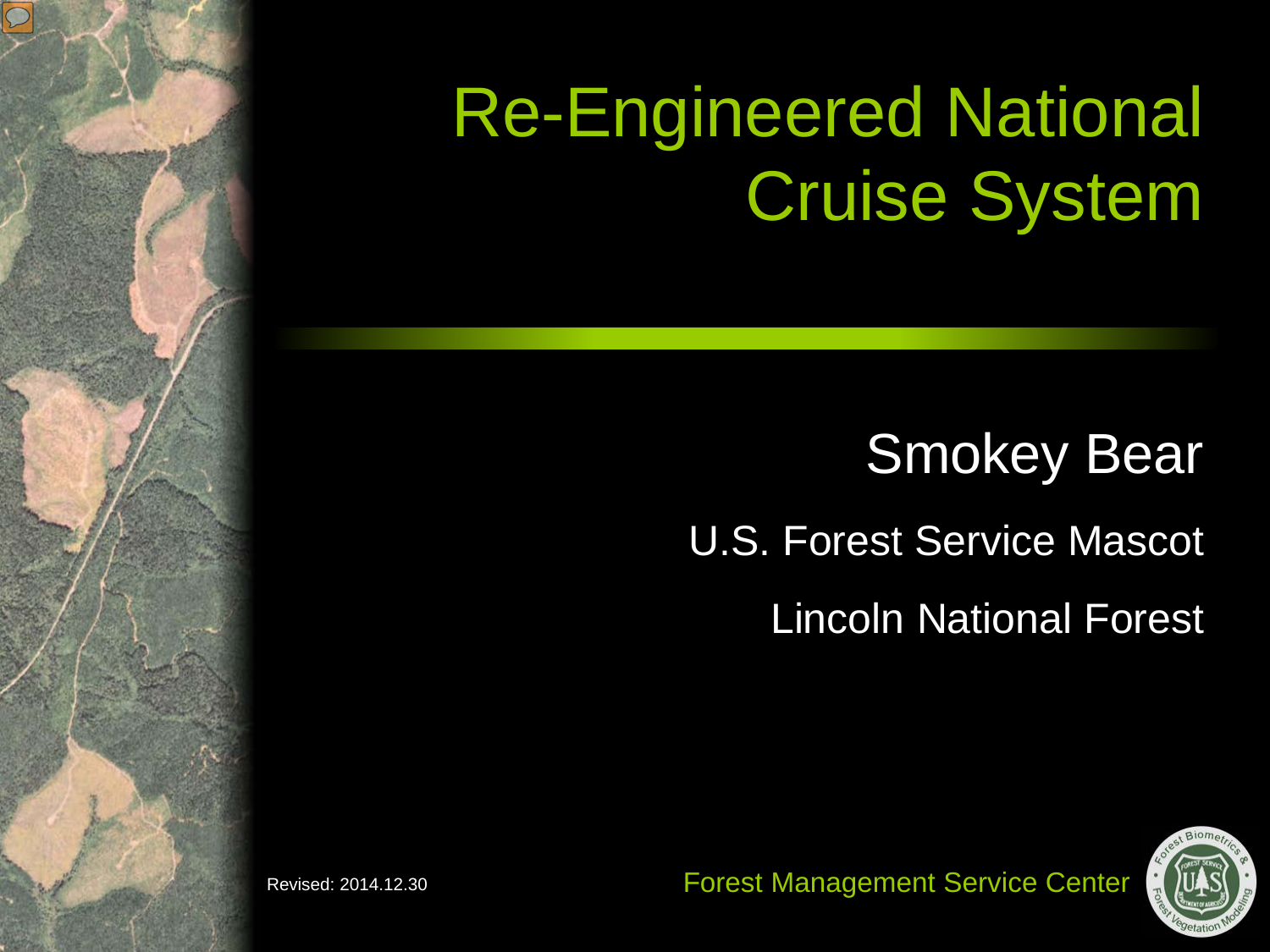# Re-Engineered National Cruise System

Smokey Bear

U.S. Forest Service Mascot

Lincoln National Forest

Revised: 2014.12.30

Forest Management Service Center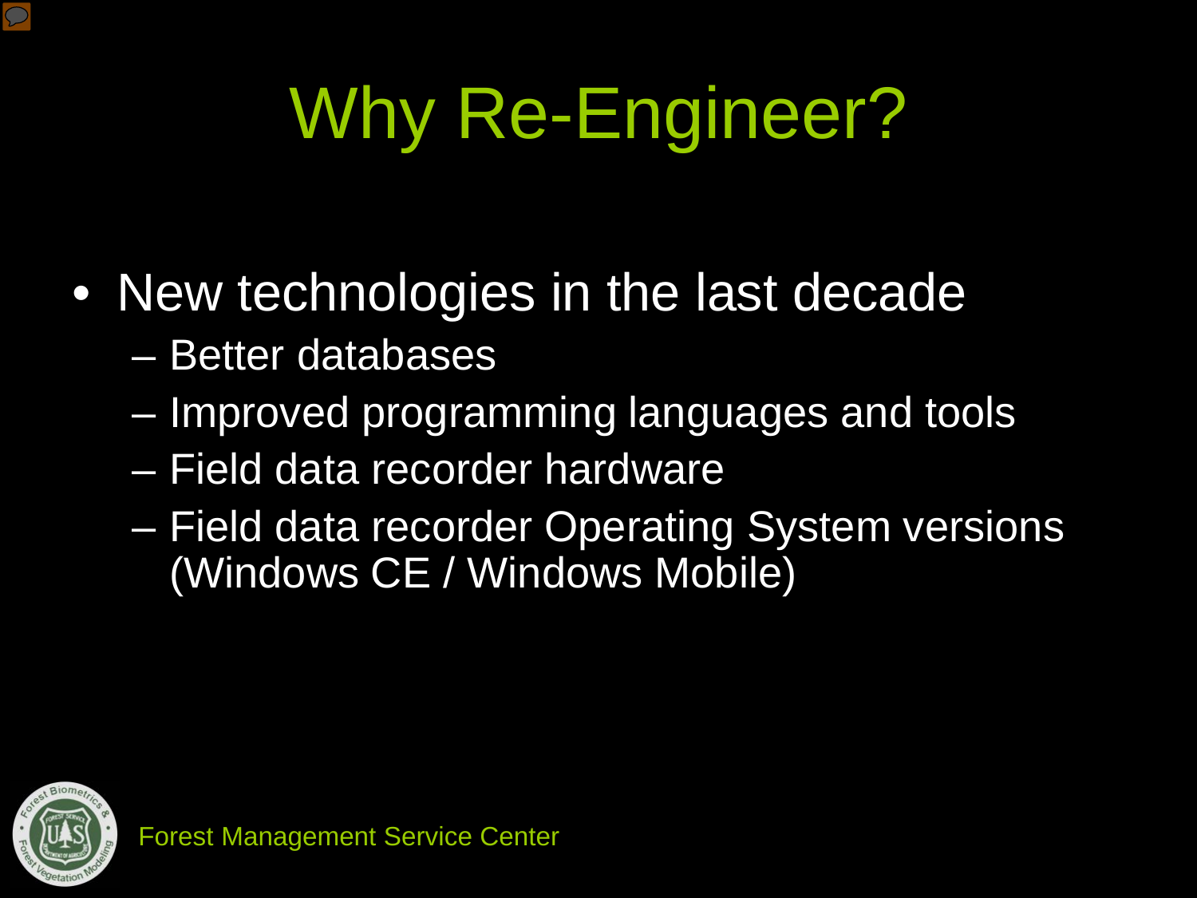# Why Re-Engineer?

- New technologies in the last decade
  - Better databases
  - Improved programming languages and tools
  - Field data recorder hardware
  - Field data recorder Operating System versions (Windows CE / Windows Mobile)

Forest Management Service Center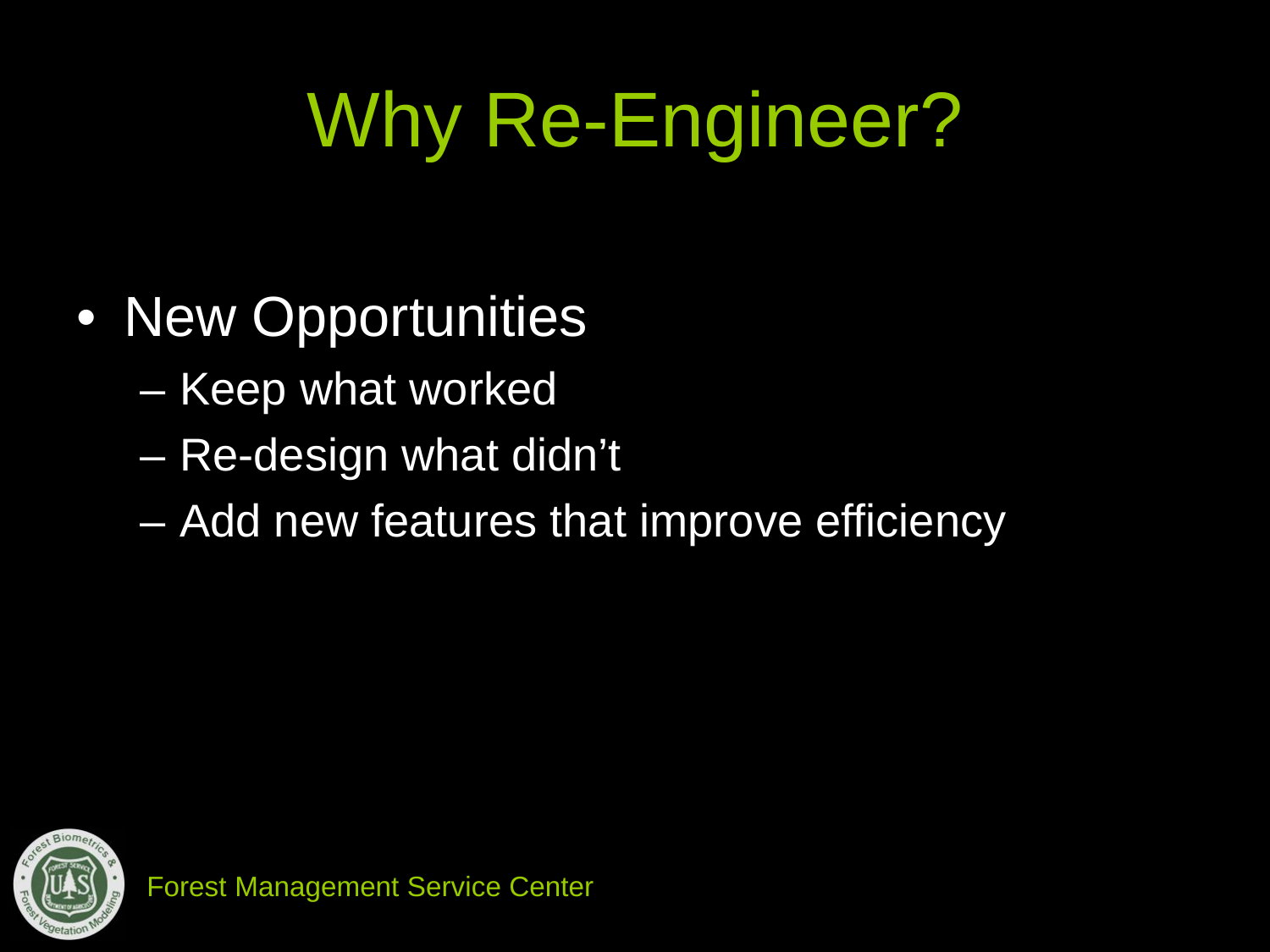# Why Re-Engineer?

- New Opportunities
  - Keep what worked
  - Re-design what didn't
  - Add new features that improve efficiency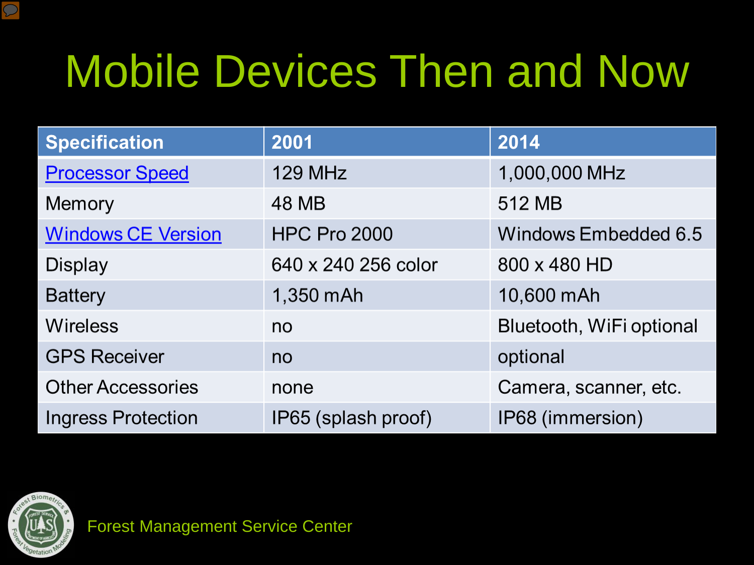# Mobile Devices Then and Now

| Specification | 2001 | 2014 |
|---|---|---|
| Processor Speed | 129 MHz | 1,000,000 MHz |
| Memory | 48 MB | 512 MB |
| Windows CE Version | HPC Pro 2000 | Windows Embedded 6.5 |
| Display | 640 x 240 256 color | 800 x 480 HD |
| Battery | 1,350 mAh | 10,600 mAh |
| Wireless | no | Bluetooth, WiFi optional |
| GPS Receiver | no | optional |
| Other Accessories | none | Camera, scanner, etc. |
| Ingress Protection | IP65 (splash proof) | IP68 (immersion) |

Forest Management Service Center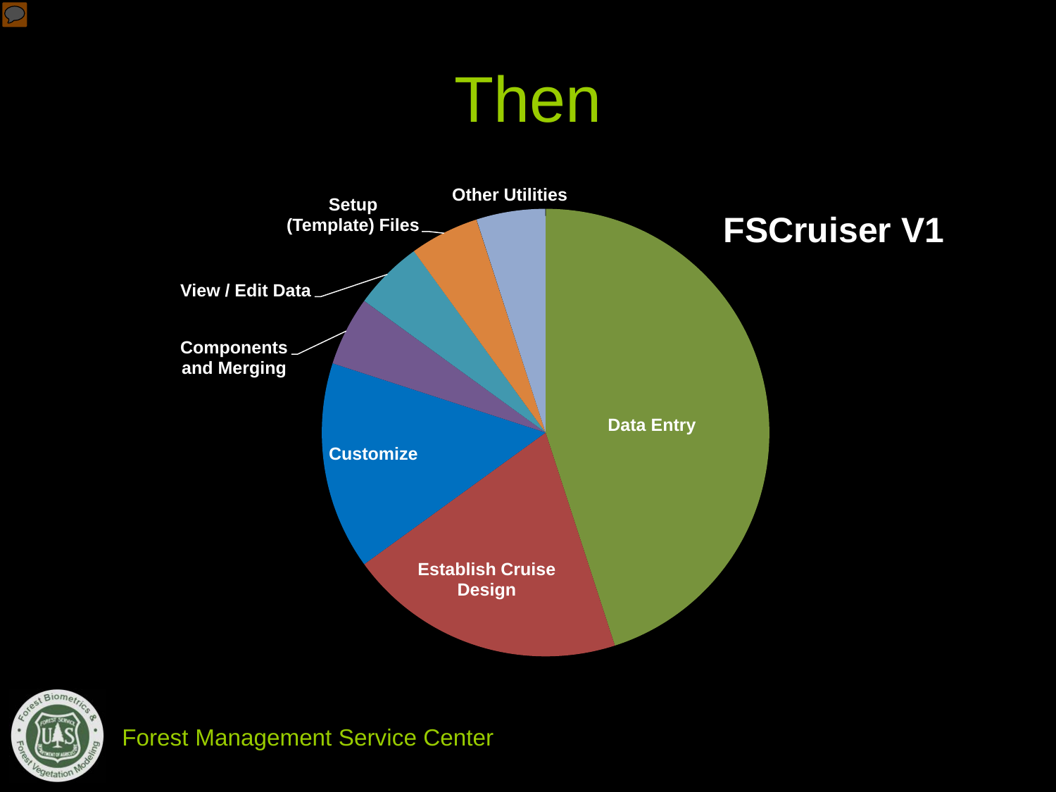# Then

**FSCruiser V1**

- Data Entry
- Establish Cruise Design
- Customize
- Components and Merging
- View / Edit Data
- Setup (Template) Files
- Other Utilities

Forest Management Service Center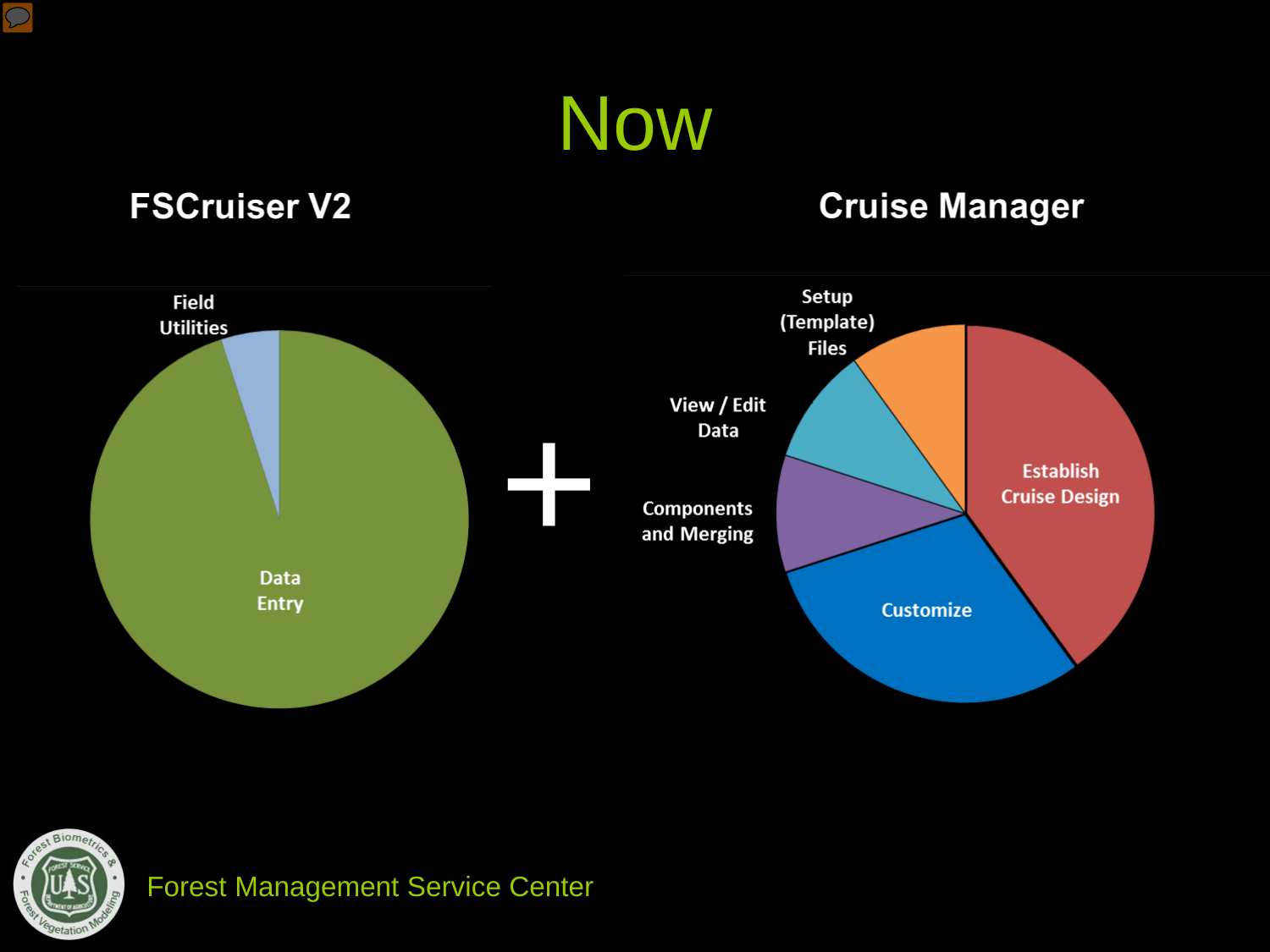# Now

## FSCruiser V2

Field Utilities

Data Entry

+

## Cruise Manager

Setup (Template) Files

View / Edit Data

Components and Merging

Establish Cruise Design

Customize

Forest Management Service Center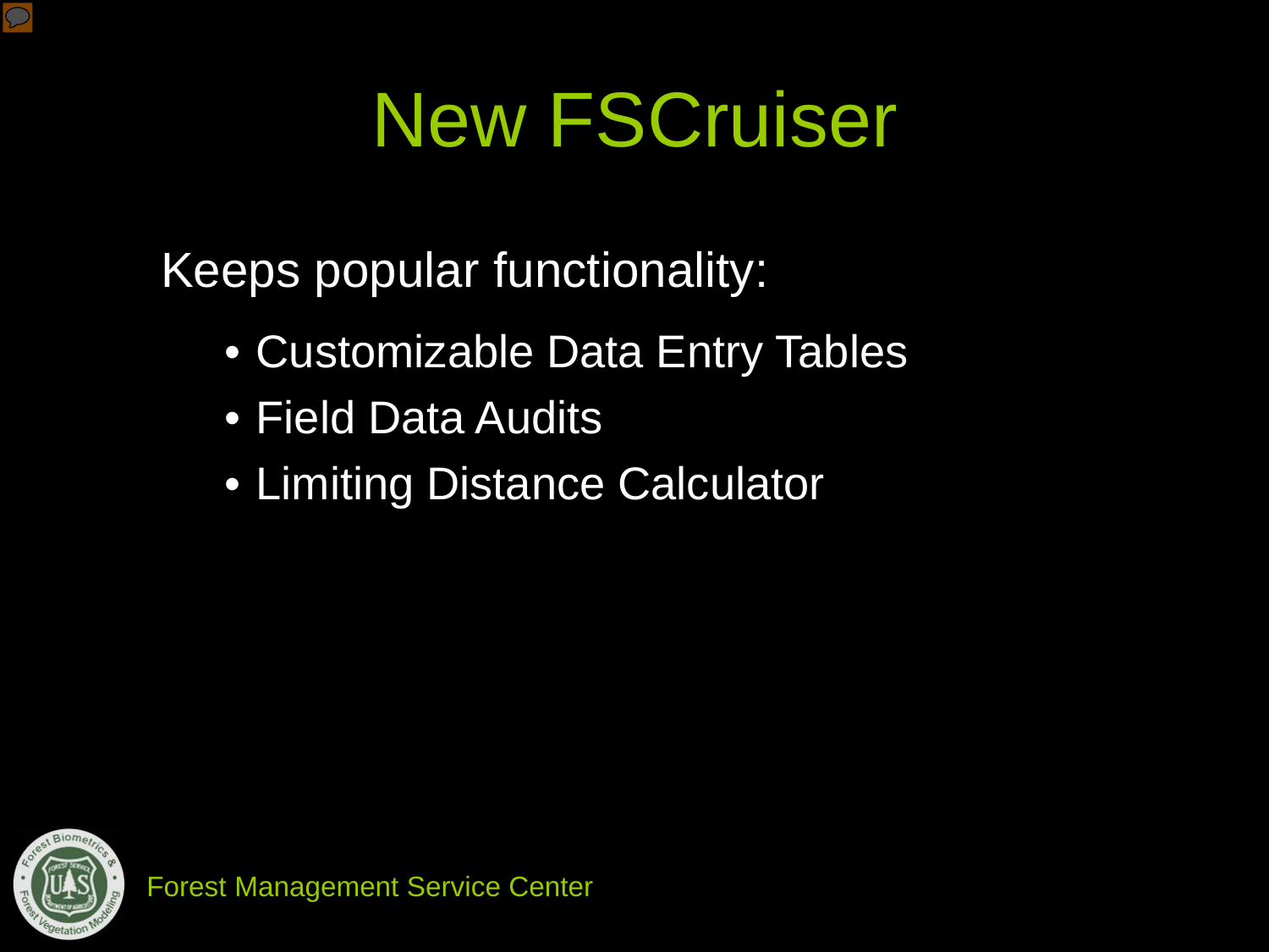# New FSCruiser

Keeps popular functionality:

- Customizable Data Entry Tables
- Field Data Audits
- Limiting Distance Calculator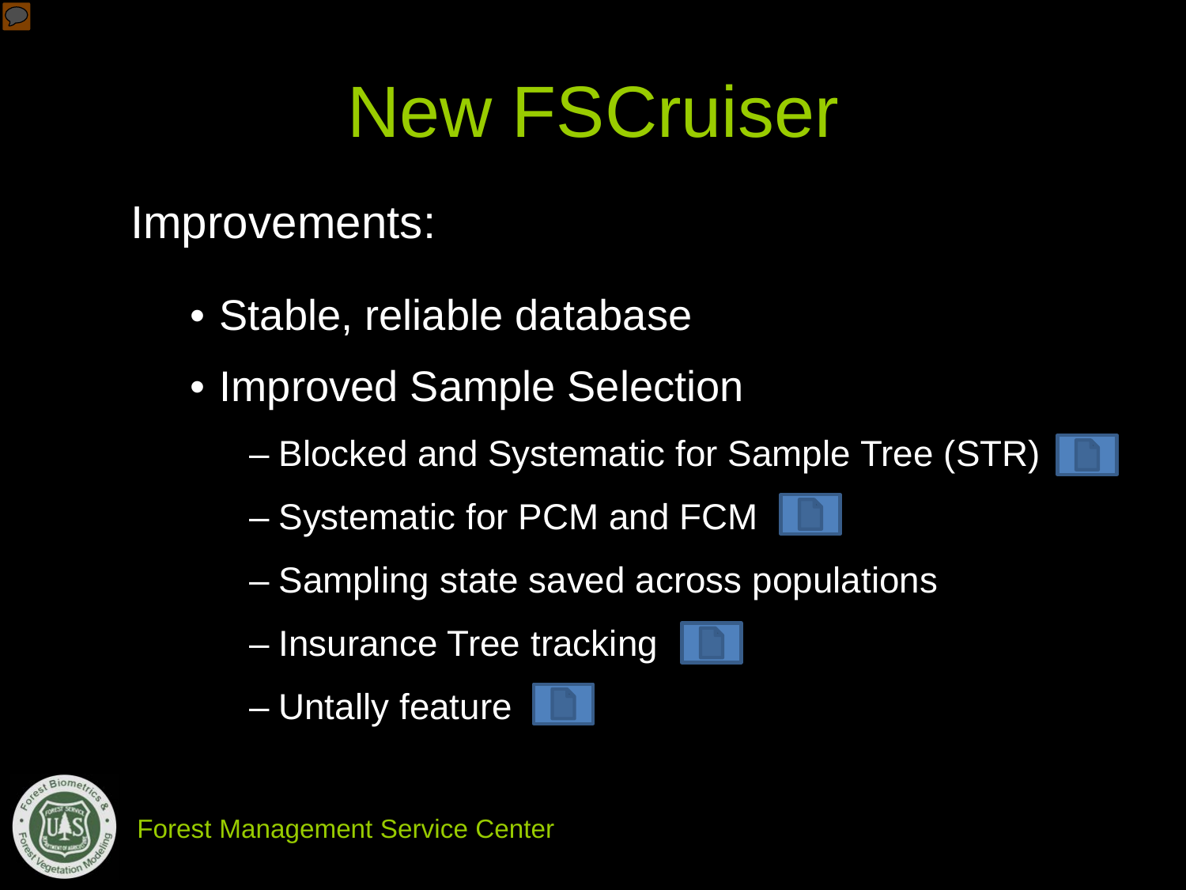# New FSCruiser

Improvements:

- Stable, reliable database
- Improved Sample Selection
  - Blocked and Systematic for Sample Tree (STR)
  - Systematic for PCM and FCM
  - Sampling state saved across populations
  - Insurance Tree tracking
  - Untally feature

Forest Management Service Center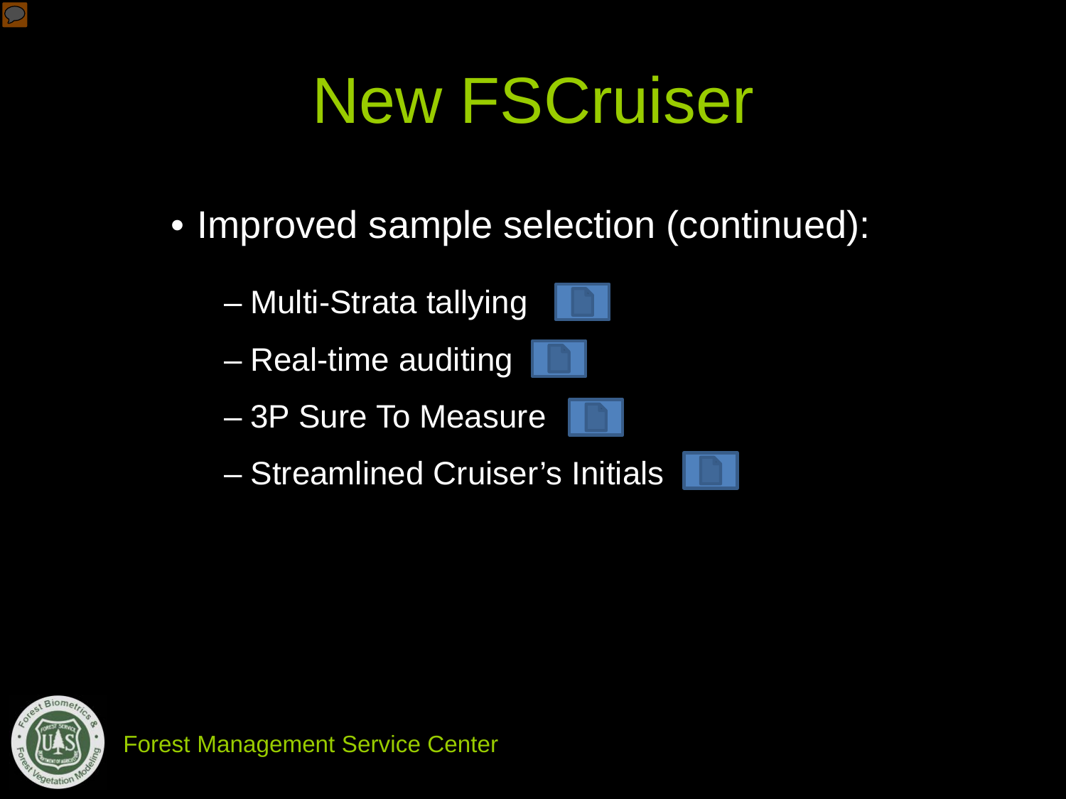# New FSCruiser

- Improved sample selection (continued):
  - Multi-Strata tallying
  - Real-time auditing
  - 3P Sure To Measure
  - Streamlined Cruiser’s Initials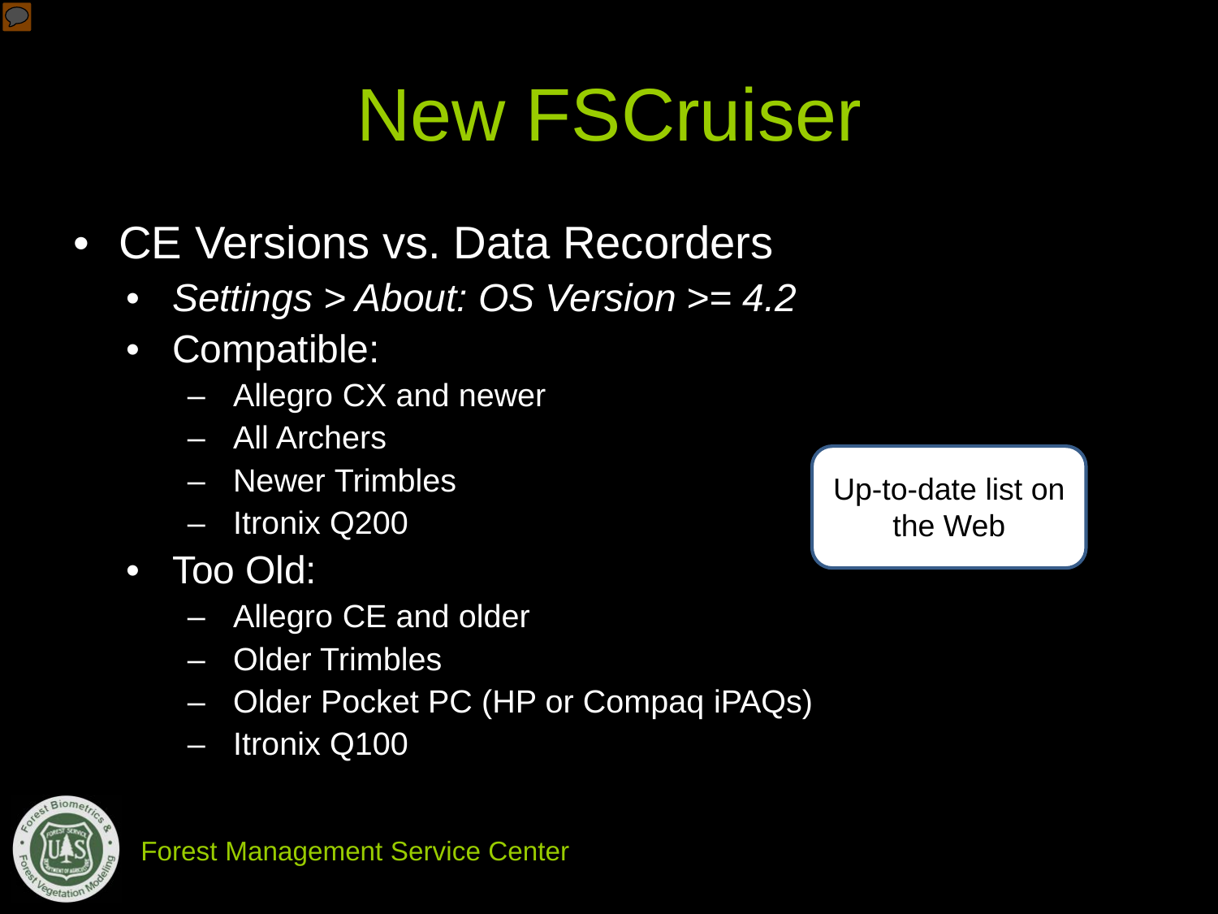# New FSCruiser

- CE Versions vs. Data Recorders
  - *Settings > About: OS Version >= 4.2*
  - Compatible:
    - Allegro CX and newer
    - All Archers
    - Newer Trimbles
    - Itronix Q200
  - Too Old:
    - Allegro CE and older
    - Older Trimbles
    - Older Pocket PC (HP or Compaq iPAQs)
    - Itronix Q100

Up-to-date list on the Web

Forest Management Service Center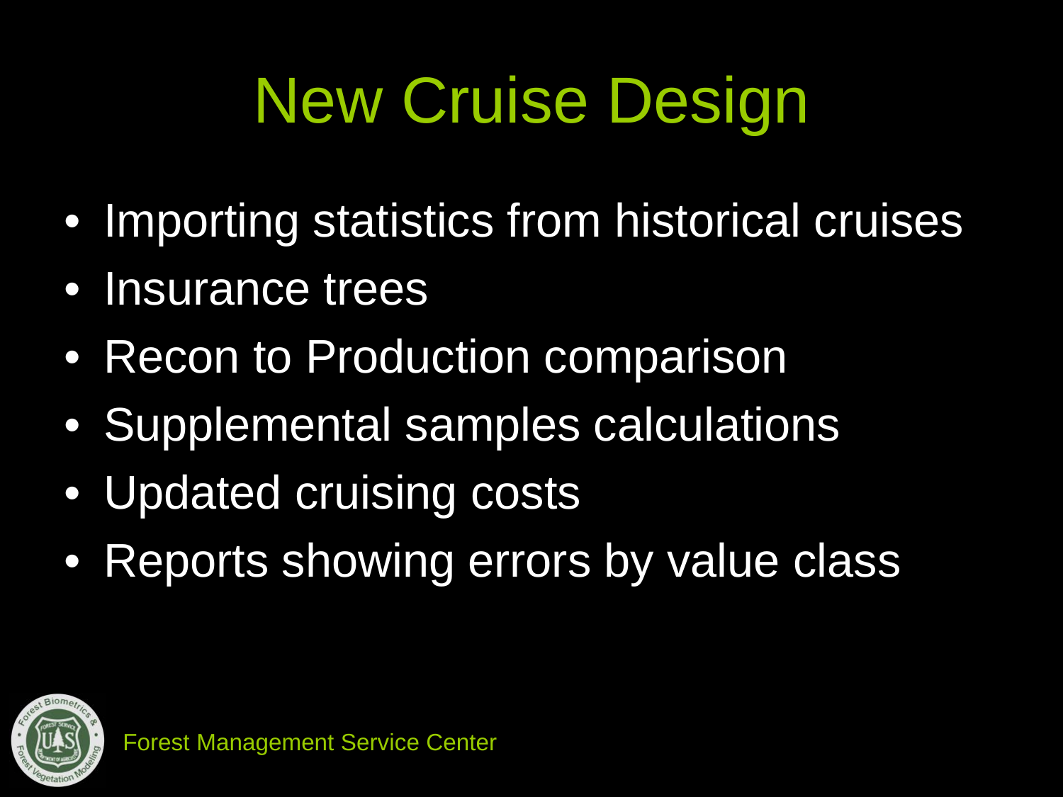# New Cruise Design

- Importing statistics from historical cruises
- Insurance trees
- Recon to Production comparison
- Supplemental samples calculations
- Updated cruising costs
- Reports showing errors by value class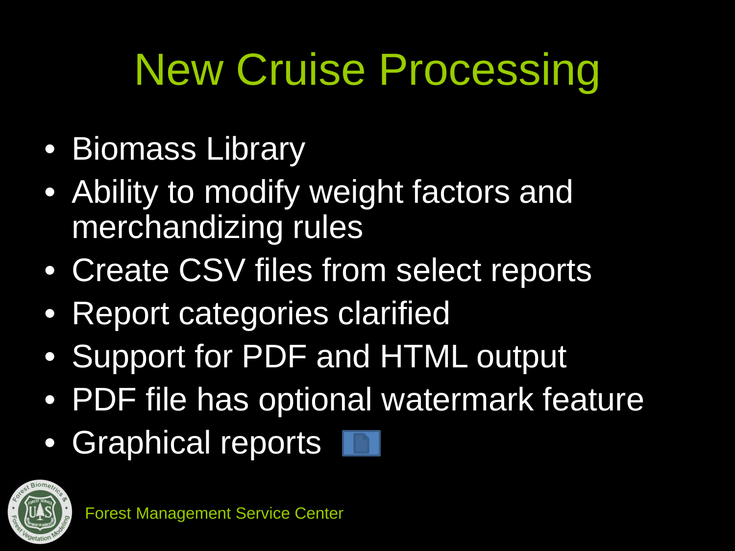# New Cruise Processing

- Biomass Library
- Ability to modify weight factors and merchandizing rules
- Create CSV files from select reports
- Report categories clarified
- Support for PDF and HTML output
- PDF file has optional watermark feature
- Graphical reports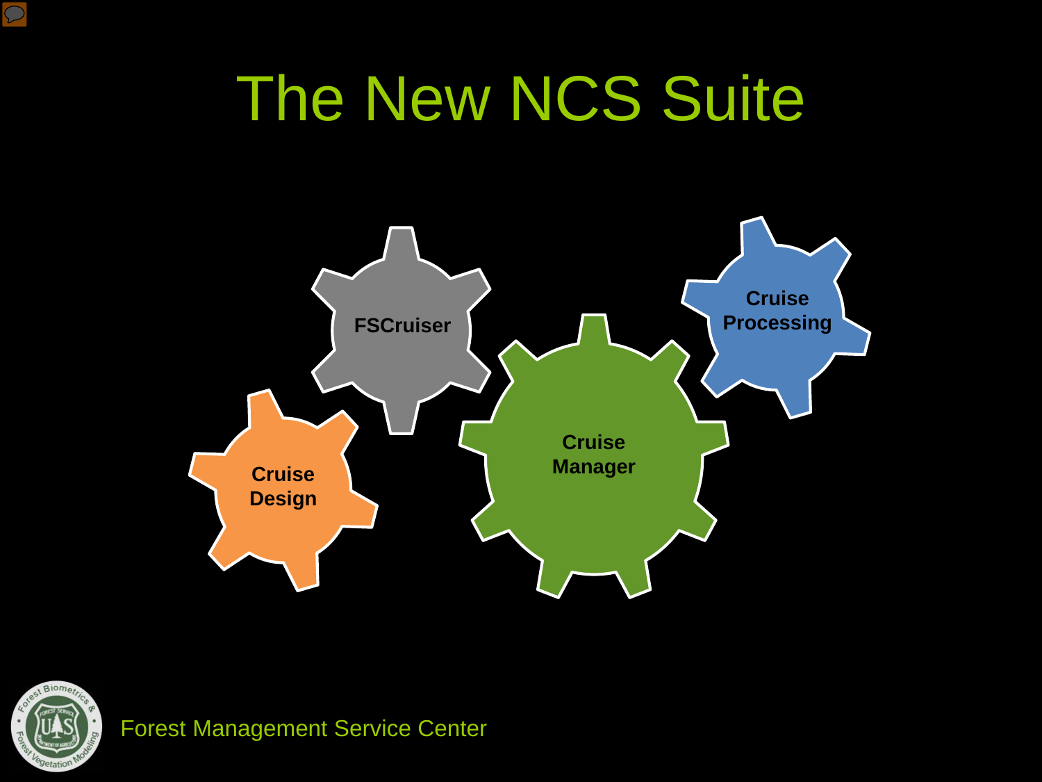# The New NCS Suite

FSCruiser

Cruise Processing

Cruise Manager

Cruise Design

Forest Management Service Center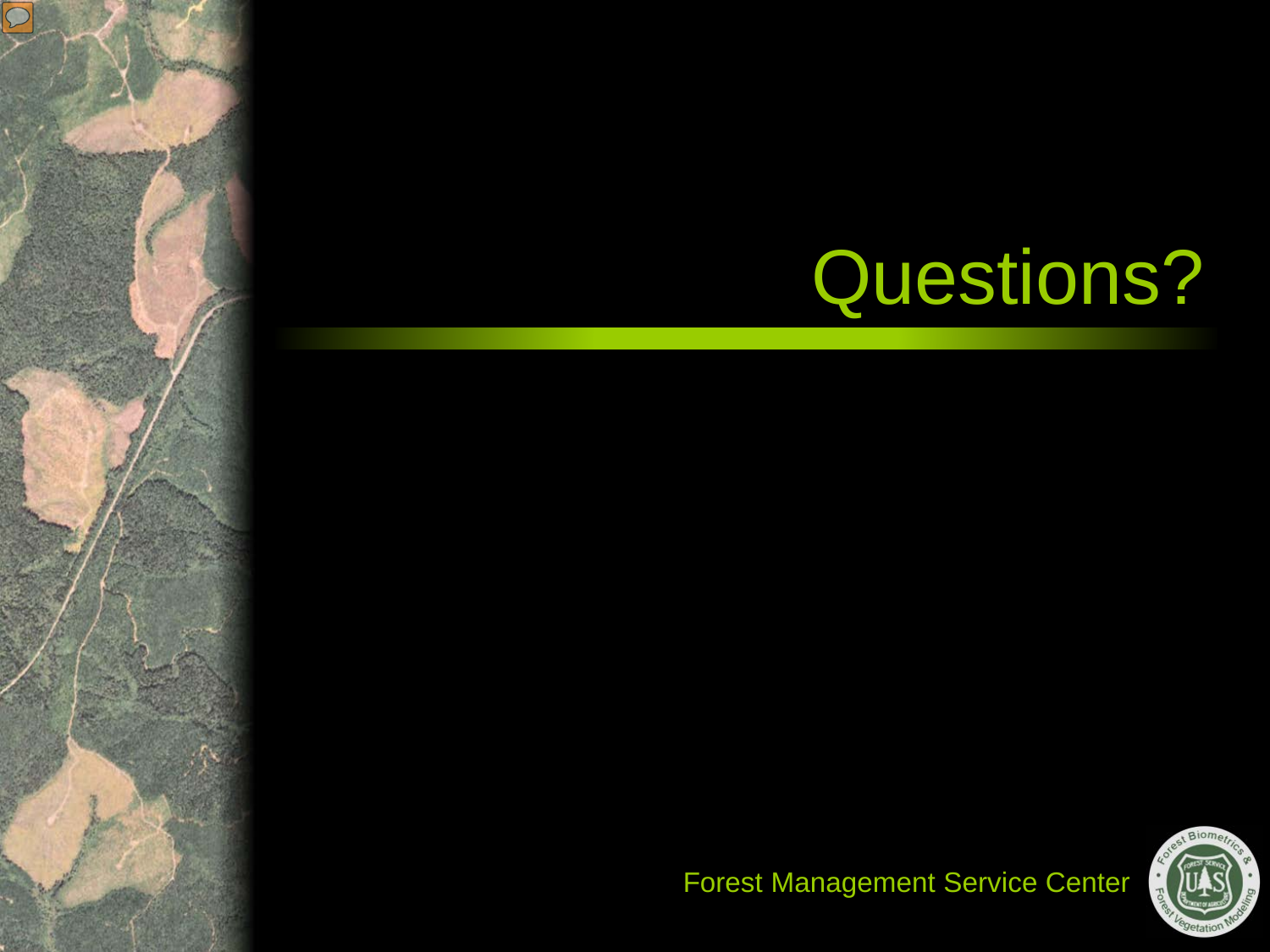# Questions?

Forest Management Service Center